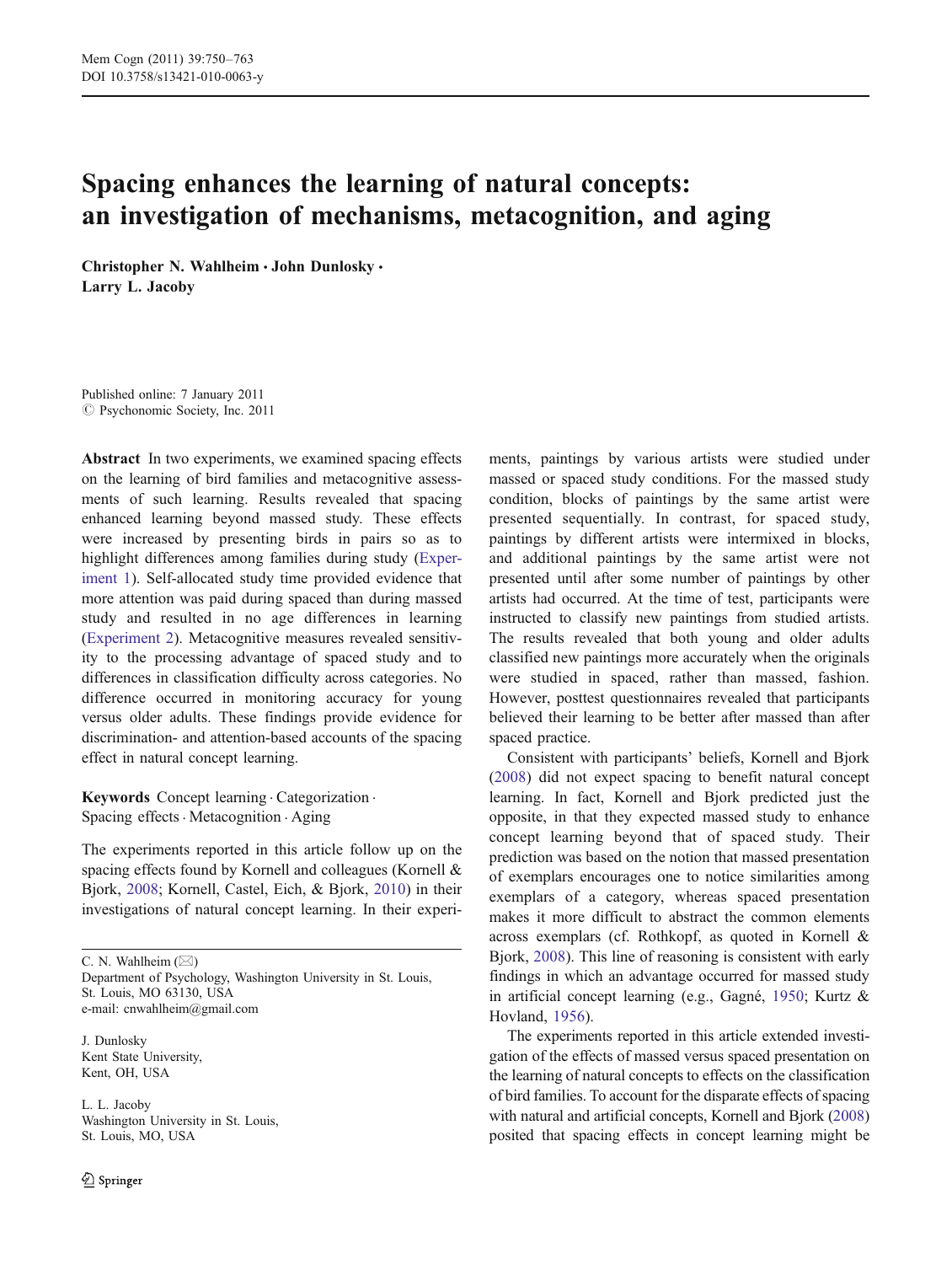# Spacing enhances the learning of natural concepts: an investigation of mechanisms, metacognition, and aging

**Christopher N. Wahlheim · John Dunlosky · Larry L. Jacoby**

Published online: 7 January 2011
© Psychonomic Society, Inc. 2011

**Abstract** In two experiments, we examined spacing effects on the learning of bird families and metacognitive assessments of such learning. Results revealed that spacing enhanced learning beyond massed study. These effects were increased by presenting birds in pairs so as to highlight differences among families during study (Experiment 1). Self-allocated study time provided evidence that more attention was paid during spaced than during massed study and resulted in no age differences in learning (Experiment 2). Metacognitive measures revealed sensitivity to the processing advantage of spaced study and to differences in classification difficulty across categories. No difference occurred in monitoring accuracy for young versus older adults. These findings provide evidence for discrimination- and attention-based accounts of the spacing effect in natural concept learning.

**Keywords** Concept learning · Categorization · Spacing effects · Metacognition · Aging

The experiments reported in this article follow up on the spacing effects found by Kornell and colleagues (Kornell & Bjork, 2008; Kornell, Castel, Eich, & Bjork, 2010) in their investigations of natural concept learning. In their experiments, paintings by various artists were studied under massed or spaced study conditions. For the massed study condition, blocks of paintings by the same artist were presented sequentially. In contrast, for spaced study, paintings by different artists were intermixed in blocks, and additional paintings by the same artist were not presented until after some number of paintings by other artists had occurred. At the time of test, participants were instructed to classify new paintings from studied artists. The results revealed that both young and older adults classified new paintings more accurately when the originals were studied in spaced, rather than massed, fashion. However, posttest questionnaires revealed that participants believed their learning to be better after massed than after spaced practice.

Consistent with participants' beliefs, Kornell and Bjork (2008) did not expect spacing to benefit natural concept learning. In fact, Kornell and Bjork predicted just the opposite, in that they expected massed study to enhance concept learning beyond that of spaced study. Their prediction was based on the notion that massed presentation of exemplars encourages one to notice similarities among exemplars of a category, whereas spaced presentation makes it more difficult to abstract the common elements across exemplars (cf. Rothkopf, as quoted in Kornell & Bjork, 2008). This line of reasoning is consistent with early findings in which an advantage occurred for massed study in artificial concept learning (e.g., Gagné, 1950; Kurtz & Hovland, 1956).

The experiments reported in this article extended investigation of the effects of massed versus spaced presentation on the learning of natural concepts to effects on the classification of bird families. To account for the disparate effects of spacing with natural and artificial concepts, Kornell and Bjork (2008) posited that spacing effects in concept learning might be

C. N. Wahlheim (✉)
Department of Psychology, Washington University in St. Louis,
St. Louis, MO 63130, USA
e-mail: cnwahlheim@gmail.com

J. Dunlosky
Kent State University,
Kent, OH, USA

L. L. Jacoby
Washington University in St. Louis,
St. Louis, MO, USA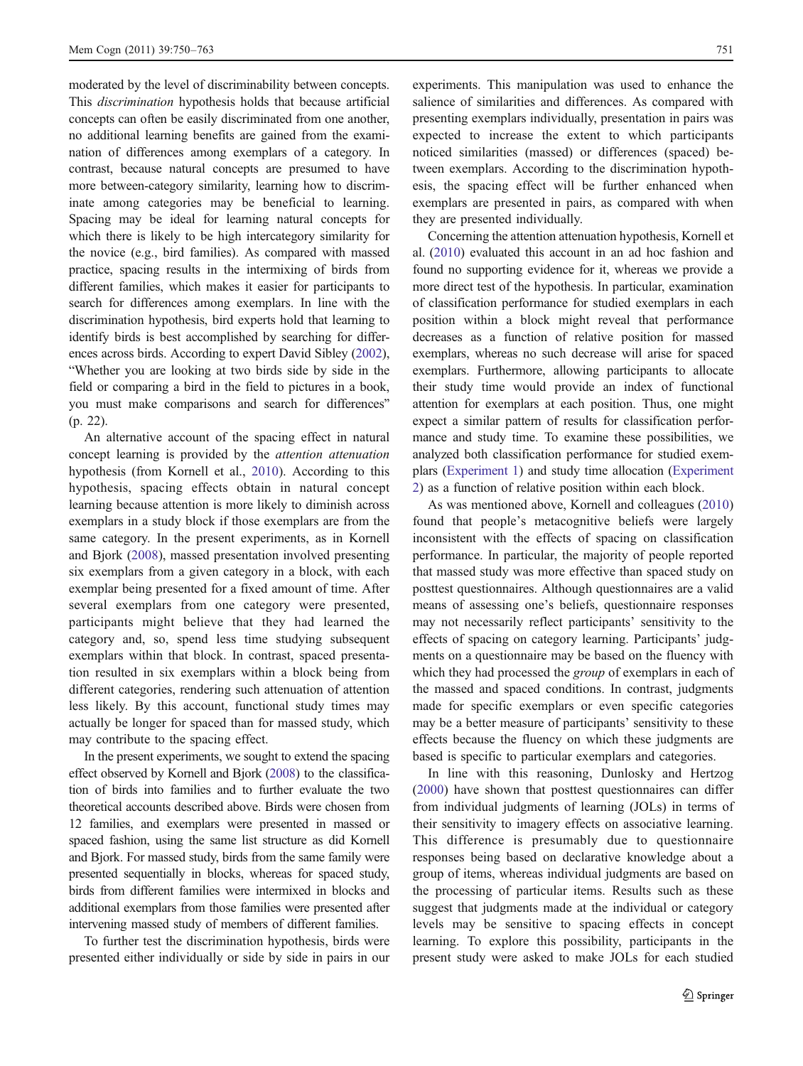moderated by the level of discriminability between concepts. This *discrimination* hypothesis holds that because artificial concepts can often be easily discriminated from one another, no additional learning benefits are gained from the examination of differences among exemplars of a category. In contrast, because natural concepts are presumed to have more between-category similarity, learning how to discriminate among categories may be beneficial to learning. Spacing may be ideal for learning natural concepts for which there is likely to be high intercategory similarity for the novice (e.g., bird families). As compared with massed practice, spacing results in the intermixing of birds from different families, which makes it easier for participants to search for differences among exemplars. In line with the discrimination hypothesis, bird experts hold that learning to identify birds is best accomplished by searching for differences across birds. According to expert David Sibley (2002), "Whether you are looking at two birds side by side in the field or comparing a bird in the field to pictures in a book, you must make comparisons and search for differences" (p. 22).

An alternative account of the spacing effect in natural concept learning is provided by the *attention attenuation* hypothesis (from Kornell et al., 2010). According to this hypothesis, spacing effects obtain in natural concept learning because attention is more likely to diminish across exemplars in a study block if those exemplars are from the same category. In the present experiments, as in Kornell and Bjork (2008), massed presentation involved presenting six exemplars from a given category in a block, with each exemplar being presented for a fixed amount of time. After several exemplars from one category were presented, participants might believe that they had learned the category and, so, spend less time studying subsequent exemplars within that block. In contrast, spaced presentation resulted in six exemplars within a block being from different categories, rendering such attenuation of attention less likely. By this account, functional study times may actually be longer for spaced than for massed study, which may contribute to the spacing effect.

In the present experiments, we sought to extend the spacing effect observed by Kornell and Bjork (2008) to the classification of birds into families and to further evaluate the two theoretical accounts described above. Birds were chosen from 12 families, and exemplars were presented in massed or spaced fashion, using the same list structure as did Kornell and Bjork. For massed study, birds from the same family were presented sequentially in blocks, whereas for spaced study, birds from different families were intermixed in blocks and additional exemplars from those families were presented after intervening massed study of members of different families.

To further test the discrimination hypothesis, birds were presented either individually or side by side in pairs in our experiments. This manipulation was used to enhance the salience of similarities and differences. As compared with presenting exemplars individually, presentation in pairs was expected to increase the extent to which participants noticed similarities (massed) or differences (spaced) between exemplars. According to the discrimination hypothesis, the spacing effect will be further enhanced when exemplars are presented in pairs, as compared with when they are presented individually.

Concerning the attention attenuation hypothesis, Kornell et al. (2010) evaluated this account in an ad hoc fashion and found no supporting evidence for it, whereas we provide a more direct test of the hypothesis. In particular, examination of classification performance for studied exemplars in each position within a block might reveal that performance decreases as a function of relative position for massed exemplars, whereas no such decrease will arise for spaced exemplars. Furthermore, allowing participants to allocate their study time would provide an index of functional attention for exemplars at each position. Thus, one might expect a similar pattern of results for classification performance and study time. To examine these possibilities, we analyzed both classification performance for studied exemplars (Experiment 1) and study time allocation (Experiment 2) as a function of relative position within each block.

As was mentioned above, Kornell and colleagues (2010) found that people's metacognitive beliefs were largely inconsistent with the effects of spacing on classification performance. In particular, the majority of people reported that massed study was more effective than spaced study on posttest questionnaires. Although questionnaires are a valid means of assessing one's beliefs, questionnaire responses may not necessarily reflect participants' sensitivity to the effects of spacing on category learning. Participants' judgments on a questionnaire may be based on the fluency with which they had processed the *group* of exemplars in each of the massed and spaced conditions. In contrast, judgments made for specific exemplars or even specific categories may be a better measure of participants' sensitivity to these effects because the fluency on which these judgments are based is specific to particular exemplars and categories.

In line with this reasoning, Dunlosky and Hertzog (2000) have shown that posttest questionnaires can differ from individual judgments of learning (JOLs) in terms of their sensitivity to imagery effects on associative learning. This difference is presumably due to questionnaire responses being based on declarative knowledge about a group of items, whereas individual judgments are based on the processing of particular items. Results such as these suggest that judgments made at the individual or category levels may be sensitive to spacing effects in concept learning. To explore this possibility, participants in the present study were asked to make JOLs for each studied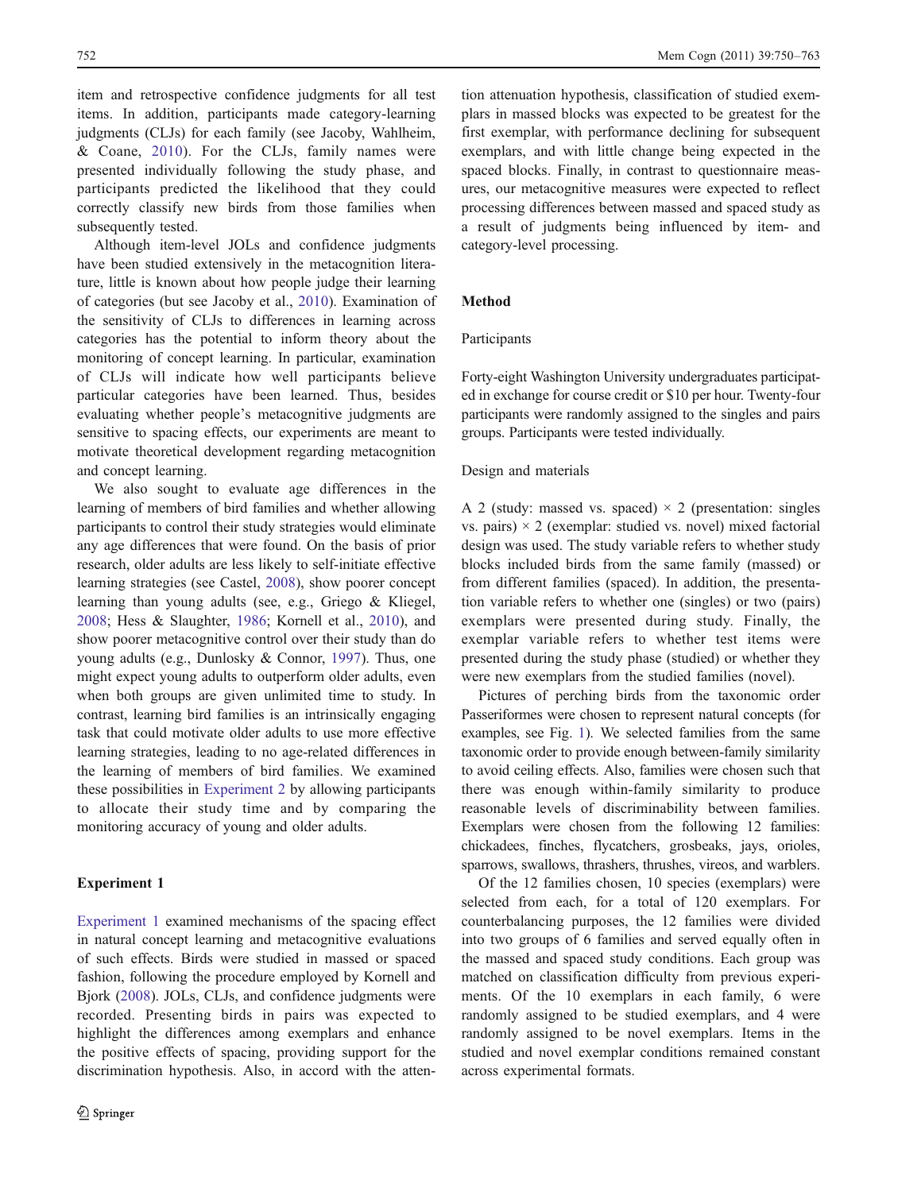item and retrospective confidence judgments for all test items. In addition, participants made category-learning judgments (CLJs) for each family (see Jacoby, Wahlheim, & Coane, 2010). For the CLJs, family names were presented individually following the study phase, and participants predicted the likelihood that they could correctly classify new birds from those families when subsequently tested.

Although item-level JOLs and confidence judgments have been studied extensively in the metacognition literature, little is known about how people judge their learning of categories (but see Jacoby et al., 2010). Examination of the sensitivity of CLJs to differences in learning across categories has the potential to inform theory about the monitoring of concept learning. In particular, examination of CLJs will indicate how well participants believe particular categories have been learned. Thus, besides evaluating whether people's metacognitive judgments are sensitive to spacing effects, our experiments are meant to motivate theoretical development regarding metacognition and concept learning.

We also sought to evaluate age differences in the learning of members of bird families and whether allowing participants to control their study strategies would eliminate any age differences that were found. On the basis of prior research, older adults are less likely to self-initiate effective learning strategies (see Castel, 2008), show poorer concept learning than young adults (see, e.g., Griego & Kliegel, 2008; Hess & Slaughter, 1986; Kornell et al., 2010), and show poorer metacognitive control over their study than do young adults (e.g., Dunlosky & Connor, 1997). Thus, one might expect young adults to outperform older adults, even when both groups are given unlimited time to study. In contrast, learning bird families is an intrinsically engaging task that could motivate older adults to use more effective learning strategies, leading to no age-related differences in the learning of members of bird families. We examined these possibilities in Experiment 2 by allowing participants to allocate their study time and by comparing the monitoring accuracy of young and older adults.

## Experiment 1

Experiment 1 examined mechanisms of the spacing effect in natural concept learning and metacognitive evaluations of such effects. Birds were studied in massed or spaced fashion, following the procedure employed by Kornell and Bjork (2008). JOLs, CLJs, and confidence judgments were recorded. Presenting birds in pairs was expected to highlight the differences among exemplars and enhance the positive effects of spacing, providing support for the discrimination hypothesis. Also, in accord with the attention attenuation hypothesis, classification of studied exemplars in massed blocks was expected to be greatest for the first exemplar, with performance declining for subsequent exemplars, and with little change being expected in the spaced blocks. Finally, in contrast to questionnaire measures, our metacognitive measures were expected to reflect processing differences between massed and spaced study as a result of judgments being influenced by item- and category-level processing.

### Method

#### Participants

Forty-eight Washington University undergraduates participated in exchange for course credit or $10 per hour. Twenty-four participants were randomly assigned to the singles and pairs groups. Participants were tested individually.

#### Design and materials

A 2 (study: massed vs. spaced) × 2 (presentation: singles vs. pairs) × 2 (exemplar: studied vs. novel) mixed factorial design was used. The study variable refers to whether study blocks included birds from the same family (massed) or from different families (spaced). In addition, the presentation variable refers to whether one (singles) or two (pairs) exemplars were presented during study. Finally, the exemplar variable refers to whether test items were presented during the study phase (studied) or whether they were new exemplars from the studied families (novel).

Pictures of perching birds from the taxonomic order Passeriformes were chosen to represent natural concepts (for examples, see Fig. 1). We selected families from the same taxonomic order to provide enough between-family similarity to avoid ceiling effects. Also, families were chosen such that there was enough within-family similarity to produce reasonable levels of discriminability between families. Exemplars were chosen from the following 12 families: chickadees, finches, flycatchers, grosbeaks, jays, orioles, sparrows, swallows, thrashers, thrushes, vireos, and warblers.

Of the 12 families chosen, 10 species (exemplars) were selected from each, for a total of 120 exemplars. For counterbalancing purposes, the 12 families were divided into two groups of 6 families and served equally often in the massed and spaced study conditions. Each group was matched on classification difficulty from previous experiments. Of the 10 exemplars in each family, 6 were randomly assigned to be studied exemplars, and 4 were randomly assigned to be novel exemplars. Items in the studied and novel exemplar conditions remained constant across experimental formats.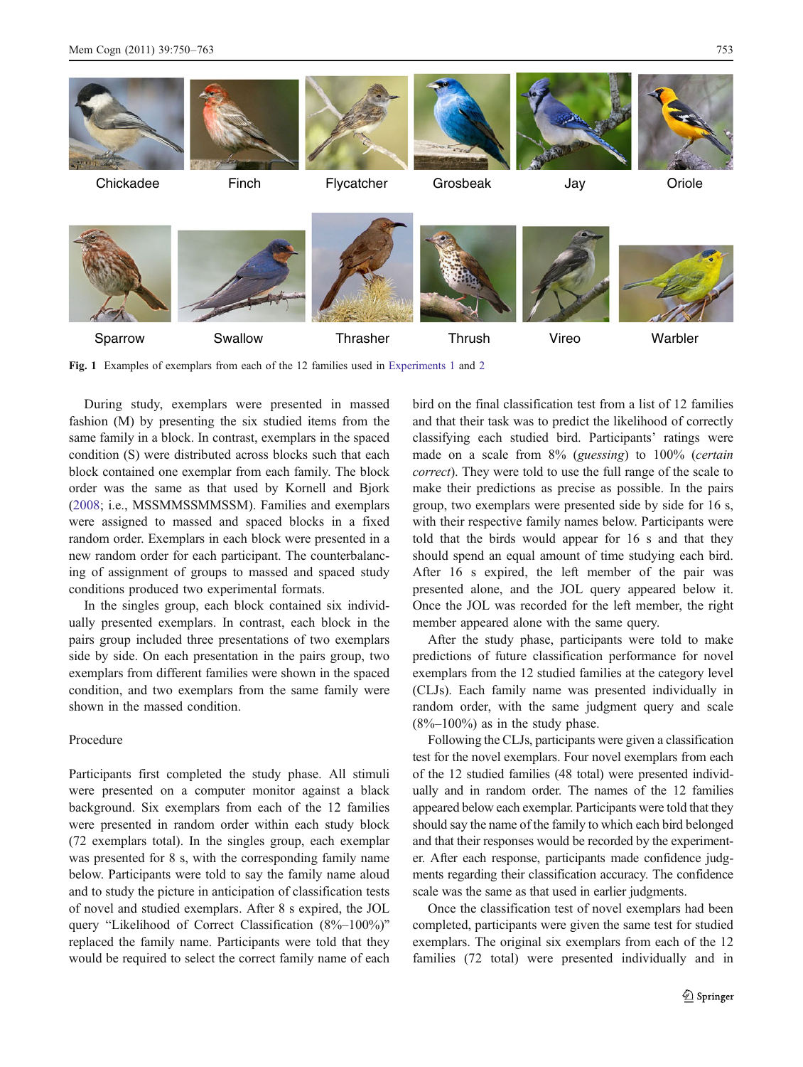Chickadee Finch Flycatcher Grosbeak Jay Oriole

Sparrow Swallow Thrasher Thrush Vireo Warbler

**Fig. 1** Examples of exemplars from each of the 12 families used in Experiments 1 and 2

During study, exemplars were presented in massed fashion (M) by presenting the six studied items from the same family in a block. In contrast, exemplars in the spaced condition (S) were distributed across blocks such that each block contained one exemplar from each family. The block order was the same as that used by Kornell and Bjork (2008; i.e., MSSMMSSMMSSM). Families and exemplars were assigned to massed and spaced blocks in a fixed random order. Exemplars in each block were presented in a new random order for each participant. The counterbalancing of assignment of groups to massed and spaced study conditions produced two experimental formats.

In the singles group, each block contained six individually presented exemplars. In contrast, each block in the pairs group included three presentations of two exemplars side by side. On each presentation in the pairs group, two exemplars from different families were shown in the spaced condition, and two exemplars from the same family were shown in the massed condition.

## Procedure

Participants first completed the study phase. All stimuli were presented on a computer monitor against a black background. Six exemplars from each of the 12 families were presented in random order within each study block (72 exemplars total). In the singles group, each exemplar was presented for 8 s, with the corresponding family name below. Participants were told to say the family name aloud and to study the picture in anticipation of classification tests of novel and studied exemplars. After 8 s expired, the JOL query "Likelihood of Correct Classification (8%–100%)" replaced the family name. Participants were told that they would be required to select the correct family name of each bird on the final classification test from a list of 12 families and that their task was to predict the likelihood of correctly classifying each studied bird. Participants' ratings were made on a scale from 8% (*guessing*) to 100% (*certain correct*). They were told to use the full range of the scale to make their predictions as precise as possible. In the pairs group, two exemplars were presented side by side for 16 s, with their respective family names below. Participants were told that the birds would appear for 16 s and that they should spend an equal amount of time studying each bird. After 16 s expired, the left member of the pair was presented alone, and the JOL query appeared below it. Once the JOL was recorded for the left member, the right member appeared alone with the same query.

After the study phase, participants were told to make predictions of future classification performance for novel exemplars from the 12 studied families at the category level (CLJs). Each family name was presented individually in random order, with the same judgment query and scale (8%–100%) as in the study phase.

Following the CLJs, participants were given a classification test for the novel exemplars. Four novel exemplars from each of the 12 studied families (48 total) were presented individually and in random order. The names of the 12 families appeared below each exemplar. Participants were told that they should say the name of the family to which each bird belonged and that their responses would be recorded by the experimenter. After each response, participants made confidence judgments regarding their classification accuracy. The confidence scale was the same as that used in earlier judgments.

Once the classification test of novel exemplars had been completed, participants were given the same test for studied exemplars. The original six exemplars from each of the 12 families (72 total) were presented individually and in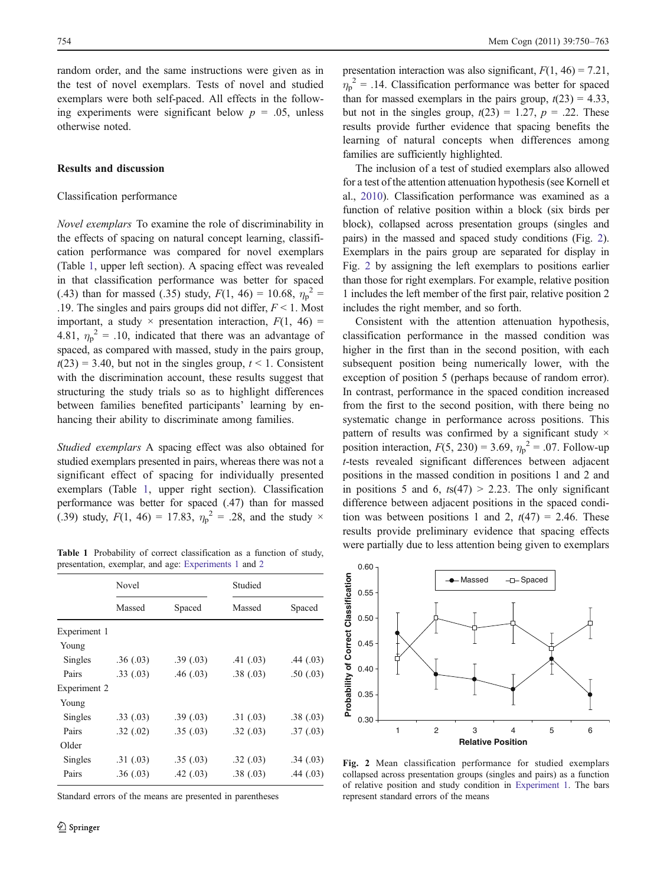random order, and the same instructions were given as in the test of novel exemplars. Tests of novel and studied exemplars were both self-paced. All effects in the following experiments were significant below $p = .05$, unless otherwise noted.

### Results and discussion

#### Classification performance

*Novel exemplars* To examine the role of discriminability in the effects of spacing on natural concept learning, classification performance was compared for novel exemplars (Table 1, upper left section). A spacing effect was revealed in that classification performance was better for spaced (.43) than for massed (.35) study, $F(1, 46) = 10.68$, $\eta_p^2 = .19$. The singles and pairs groups did not differ, $F < 1$. Most important, a study × presentation interaction, $F(1, 46) = 4.81$, $\eta_p^2 = .10$, indicated that there was an advantage of spaced, as compared with massed, study in the pairs group, $t(23) = 3.40$, but not in the singles group, $t < 1$. Consistent with the discrimination account, these results suggest that structuring the study trials so as to highlight differences between families benefited participants' learning by enhancing their ability to discriminate among families.

*Studied exemplars* A spacing effect was also obtained for studied exemplars presented in pairs, whereas there was not a significant effect of spacing for individually presented exemplars (Table 1, upper right section). Classification performance was better for spaced (.47) than for massed (.39) study, $F(1, 46) = 17.83$, $\eta_p^2 = .28$, and the study × presentation interaction was also significant, $F(1, 46) = 7.21$, $\eta_p^2 = .14$. Classification performance was better for spaced than for massed exemplars in the pairs group, $t(23) = 4.33$, but not in the singles group, $t(23) = 1.27$, $p = .22$. These results provide further evidence that spacing benefits the learning of natural concepts when differences among families are sufficiently highlighted.

**Table 1** Probability of correct classification as a function of study, presentation, exemplar, and age: Experiments 1 and 2

| | Novel | | Studied | |
|---|---|---|---|---|
| | Massed | Spaced | Massed | Spaced |
| Experiment 1 | | | | |
| Young | | | | |
| Singles | .36 (.03) | .39 (.03) | .41 (.03) | .44 (.03) |
| Pairs | .33 (.03) | .46 (.03) | .38 (.03) | .50 (.03) |
| Experiment 2 | | | | |
| Young | | | | |
| Singles | .33 (.03) | .39 (.03) | .31 (.03) | .38 (.03) |
| Pairs | .32 (.02) | .35 (.03) | .32 (.03) | .37 (.03) |
| Older | | | | |
| Singles | .31 (.03) | .35 (.03) | .32 (.03) | .34 (.03) |
| Pairs | .36 (.03) | .42 (.03) | .38 (.03) | .44 (.03) |

Standard errors of the means are presented in parentheses

The inclusion of a test of studied exemplars also allowed for a test of the attention attenuation hypothesis (see Kornell et al., 2010). Classification performance was examined as a function of relative position within a block (six birds per block), collapsed across presentation groups (singles and pairs) in the massed and spaced study conditions (Fig. 2). Exemplars in the pairs group are separated for display in Fig. 2 by assigning the left exemplars to positions earlier than those for right exemplars. For example, relative position 1 includes the left member of the first pair, relative position 2 includes the right member, and so forth.

Consistent with the attention attenuation hypothesis, classification performance in the massed condition was higher in the first than in the second position, with each subsequent position being numerically lower, with the exception of position 5 (perhaps because of random error). In contrast, performance in the spaced condition increased from the first to the second position, with there being no systematic change in performance across positions. This pattern of results was confirmed by a significant study × position interaction, $F(5, 230) = 3.69$, $\eta_p^2 = .07$. Follow-up *t*-tests revealed significant differences between adjacent positions in the massed condition in positions 1 and 2 and in positions 5 and 6, $ts(47) > 2.23$. The only significant difference between adjacent positions in the spaced condition was between positions 1 and 2, $t(47) = 2.46$. These results provide preliminary evidence that spacing effects were partially due to less attention being given to exemplars

**Fig. 2** Mean classification performance for studied exemplars collapsed across presentation groups (singles and pairs) as a function of relative position and study condition in Experiment 1. The bars represent standard errors of the means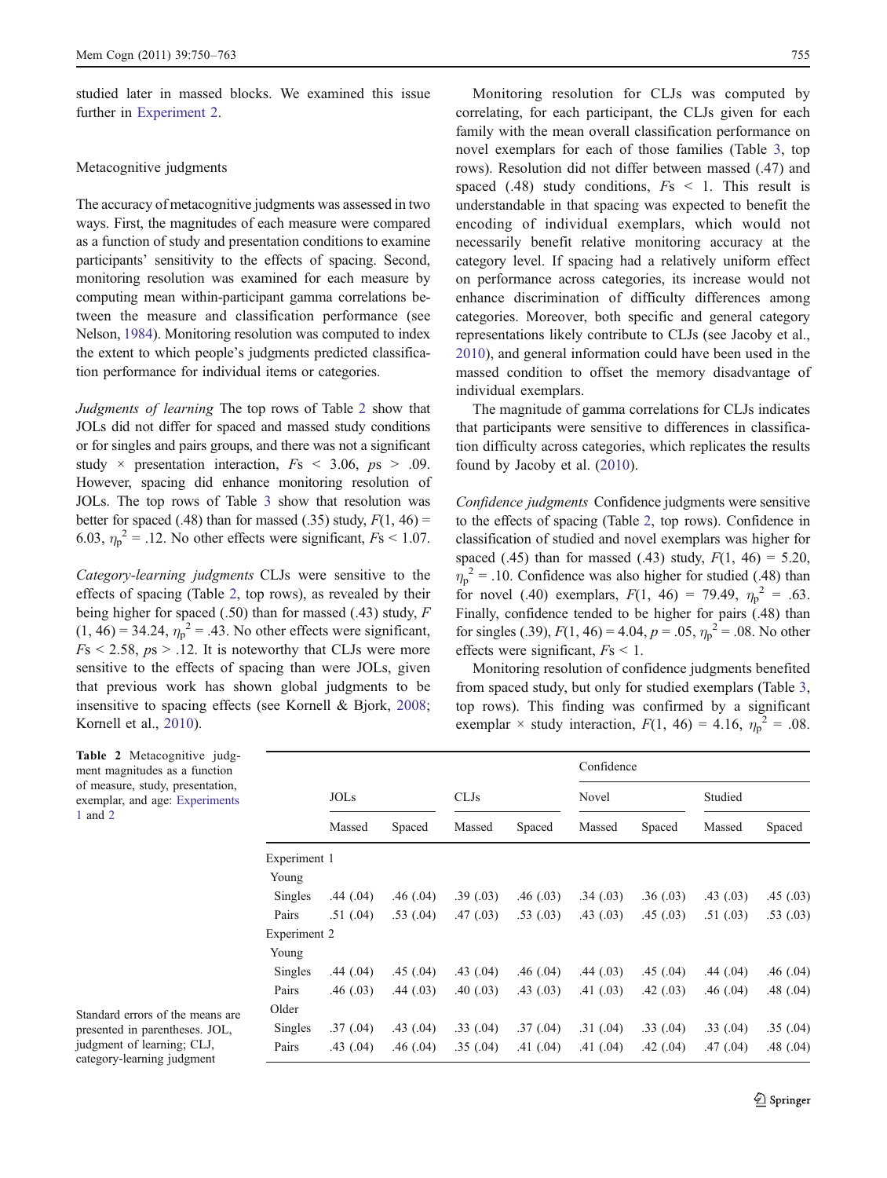studied later in massed blocks. We examined this issue further in Experiment 2.

### Metacognitive judgments

The accuracy of metacognitive judgments was assessed in two ways. First, the magnitudes of each measure were compared as a function of study and presentation conditions to examine participants' sensitivity to the effects of spacing. Second, monitoring resolution was examined for each measure by computing mean within-participant gamma correlations between the measure and classification performance (see Nelson, 1984). Monitoring resolution was computed to index the extent to which people's judgments predicted classification performance for individual items or categories.

*Judgments of learning* The top rows of Table 2 show that JOLs did not differ for spaced and massed study conditions or for singles and pairs groups, and there was not a significant study × presentation interaction, $Fs < 3.06$, $ps > .09$. However, spacing did enhance monitoring resolution of JOLs. The top rows of Table 3 show that resolution was better for spaced (.48) than for massed (.35) study, $F(1, 46) = 6.03$, $\eta_p^2 = .12$. No other effects were significant, $Fs < 1.07$.

*Category-learning judgments* CLJs were sensitive to the effects of spacing (Table 2, top rows), as revealed by their being higher for spaced (.50) than for massed (.43) study, $F(1, 46) = 34.24$, $\eta_p^2 = .43$. No other effects were significant, $Fs < 2.58$, $ps > .12$. It is noteworthy that CLJs were more sensitive to the effects of spacing than were JOLs, given that previous work has shown global judgments to be insensitive to spacing effects (see Kornell & Bjork, 2008; Kornell et al., 2010).

Monitoring resolution for CLJs was computed by correlating, for each participant, the CLJs given for each family with the mean overall classification performance on novel exemplars for each of those families (Table 3, top rows). Resolution did not differ between massed (.47) and spaced (.48) study conditions, $Fs < 1$. This result is understandable in that spacing was expected to benefit the encoding of individual exemplars, which would not necessarily benefit relative monitoring accuracy at the category level. If spacing had a relatively uniform effect on performance across categories, its increase would not enhance discrimination of difficulty differences among categories. Moreover, both specific and general category representations likely contribute to CLJs (see Jacoby et al., 2010), and general information could have been used in the massed condition to offset the memory disadvantage of individual exemplars.

The magnitude of gamma correlations for CLJs indicates that participants were sensitive to differences in classification difficulty across categories, which replicates the results found by Jacoby et al. (2010).

*Confidence judgments* Confidence judgments were sensitive to the effects of spacing (Table 2, top rows). Confidence in classification of studied and novel exemplars was higher for spaced (.45) than for massed (.43) study, $F(1, 46) = 5.20$, $\eta_p^2 = .10$. Confidence was also higher for studied (.48) than for novel (.40) exemplars, $F(1, 46) = 79.49$, $\eta_p^2 = .63$. Finally, confidence tended to be higher for pairs (.48) than for singles (.39), $F(1, 46) = 4.04$, $p = .05$, $\eta_p^2 = .08$. No other effects were significant, $Fs < 1$.

Monitoring resolution of confidence judgments benefited from spaced study, but only for studied exemplars (Table 3, top rows). This finding was confirmed by a significant exemplar × study interaction, $F(1, 46) = 4.16$, $\eta_p^2 = .08$.

**Table 2** Metacognitive judgment magnitudes as a function of measure, study, presentation, exemplar, and age: Experiments 1 and 2

| | JOLs | | CLJs | | Confidence | | | |
|---|---|---|---|---|---|---|---|---|
| | | | | | Novel | | Studied | |
| | Massed | Spaced | Massed | Spaced | Massed | Spaced | Massed | Spaced |
| Experiment 1 | | | | | | | | |
| Young | | | | | | | | |
| Singles | .44 (.04) | .46 (.04) | .39 (.03) | .46 (.03) | .34 (.03) | .36 (.03) | .43 (.03) | .45 (.03) |
| Pairs | .51 (.04) | .53 (.04) | .47 (.03) | .53 (.03) | .43 (.03) | .45 (.03) | .51 (.03) | .53 (.03) |
| Experiment 2 | | | | | | | | |
| Young | | | | | | | | |
| Singles | .44 (.04) | .45 (.04) | .43 (.04) | .46 (.04) | .44 (.03) | .45 (.04) | .44 (.04) | .46 (.04) |
| Pairs | .46 (.03) | .44 (.03) | .40 (.03) | .43 (.03) | .41 (.03) | .42 (.03) | .46 (.04) | .48 (.04) |
| Older | | | | | | | | |
| Singles | .37 (.04) | .43 (.04) | .33 (.04) | .37 (.04) | .31 (.04) | .33 (.04) | .33 (.04) | .35 (.04) |
| Pairs | .43 (.04) | .46 (.04) | .35 (.04) | .41 (.04) | .41 (.04) | .42 (.04) | .47 (.04) | .48 (.04) |

Standard errors of the means are presented in parentheses. JOL, judgment of learning; CLJ, category-learning judgment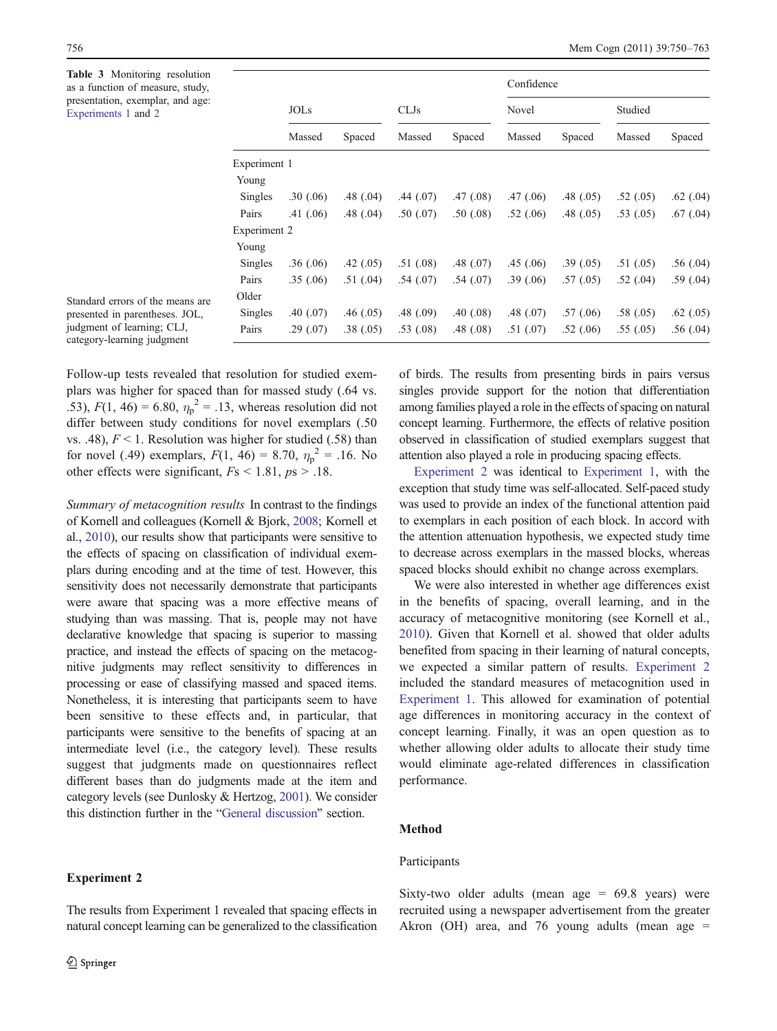**Table 3** Monitoring resolution as a function of measure, study, presentation, exemplar, and age: Experiments 1 and 2

| | JOLs | | CLJs | | Confidence | | | |
|---|---|---|---|---|---|---|---|---|
| | | | | | Novel | | Studied | |
| | Massed | Spaced | Massed | Spaced | Massed | Spaced | Massed | Spaced |
| Experiment 1 | | | | | | | | |
| Young | | | | | | | | |
| Singles | .30 (.06) | .48 (.04) | .44 (.07) | .47 (.08) | .47 (.06) | .48 (.05) | .52 (.05) | .62 (.04) |
| Pairs | .41 (.06) | .48 (.04) | .50 (.07) | .50 (.08) | .52 (.06) | .48 (.05) | .53 (.05) | .67 (.04) |
| Experiment 2 | | | | | | | | |
| Young | | | | | | | | |
| Singles | .36 (.06) | .42 (.05) | .51 (.08) | .48 (.07) | .45 (.06) | .39 (.05) | .51 (.05) | .56 (.04) |
| Pairs | .35 (.06) | .51 (.04) | .54 (.07) | .54 (.07) | .39 (.06) | .57 (.05) | .52 (.04) | .59 (.04) |
| Older | | | | | | | | |
| Singles | .40 (.07) | .46 (.05) | .48 (.09) | .40 (.08) | .48 (.07) | .57 (.06) | .58 (.05) | .62 (.05) |
| Pairs | .29 (.07) | .38 (.05) | .53 (.08) | .48 (.08) | .51 (.07) | .52 (.06) | .55 (.05) | .56 (.04) |

Standard errors of the means are presented in parentheses. JOL, judgment of learning; CLJ, category-learning judgment

Follow-up tests revealed that resolution for studied exemplars was higher for spaced than for massed study (.64 vs. .53), $F(1, 46) = 6.80$, $\eta_p^2 = .13$, whereas resolution did not differ between study conditions for novel exemplars (.50 vs. .48), $F < 1$. Resolution was higher for studied (.58) than for novel (.49) exemplars, $F(1, 46) = 8.70$, $\eta_p^2 = .16$. No other effects were significant, $F\text{s} < 1.81$, $p\text{s} > .18$.

*Summary of metacognition results* In contrast to the findings of Kornell and colleagues (Kornell & Bjork, 2008; Kornell et al., 2010), our results show that participants were sensitive to the effects of spacing on classification of individual exemplars during encoding and at the time of test. However, this sensitivity does not necessarily demonstrate that participants were aware that spacing was a more effective means of studying than was massing. That is, people may not have declarative knowledge that spacing is superior to massing practice, and instead the effects of spacing on the metacognitive judgments may reflect sensitivity to differences in processing or ease of classifying massed and spaced items. Nonetheless, it is interesting that participants seem to have been sensitive to these effects and, in particular, that participants were sensitive to the benefits of spacing at an intermediate level (i.e., the category level). These results suggest that judgments made on questionnaires reflect different bases than do judgments made at the item and category levels (see Dunlosky & Hertzog, 2001). We consider this distinction further in the "General discussion" section.

## Experiment 2

The results from Experiment 1 revealed that spacing effects in natural concept learning can be generalized to the classification of birds. The results from presenting birds in pairs versus singles provide support for the notion that differentiation among families played a role in the effects of spacing on natural concept learning. Furthermore, the effects of relative position observed in classification of studied exemplars suggest that attention also played a role in producing spacing effects.

Experiment 2 was identical to Experiment 1, with the exception that study time was self-allocated. Self-paced study was used to provide an index of the functional attention paid to exemplars in each position of each block. In accord with the attention attenuation hypothesis, we expected study time to decrease across exemplars in the massed blocks, whereas spaced blocks should exhibit no change across exemplars.

We were also interested in whether age differences exist in the benefits of spacing, overall learning, and in the accuracy of metacognitive monitoring (see Kornell et al., 2010). Given that Kornell et al. showed that older adults benefited from spacing in their learning of natural concepts, we expected a similar pattern of results. Experiment 2 included the standard measures of metacognition used in Experiment 1. This allowed for examination of potential age differences in monitoring accuracy in the context of concept learning. Finally, it was an open question as to whether allowing older adults to allocate their study time would eliminate age-related differences in classification performance.

### Method

#### Participants

Sixty-two older adults (mean age = 69.8 years) were recruited using a newspaper advertisement from the greater Akron (OH) area, and 76 young adults (mean age =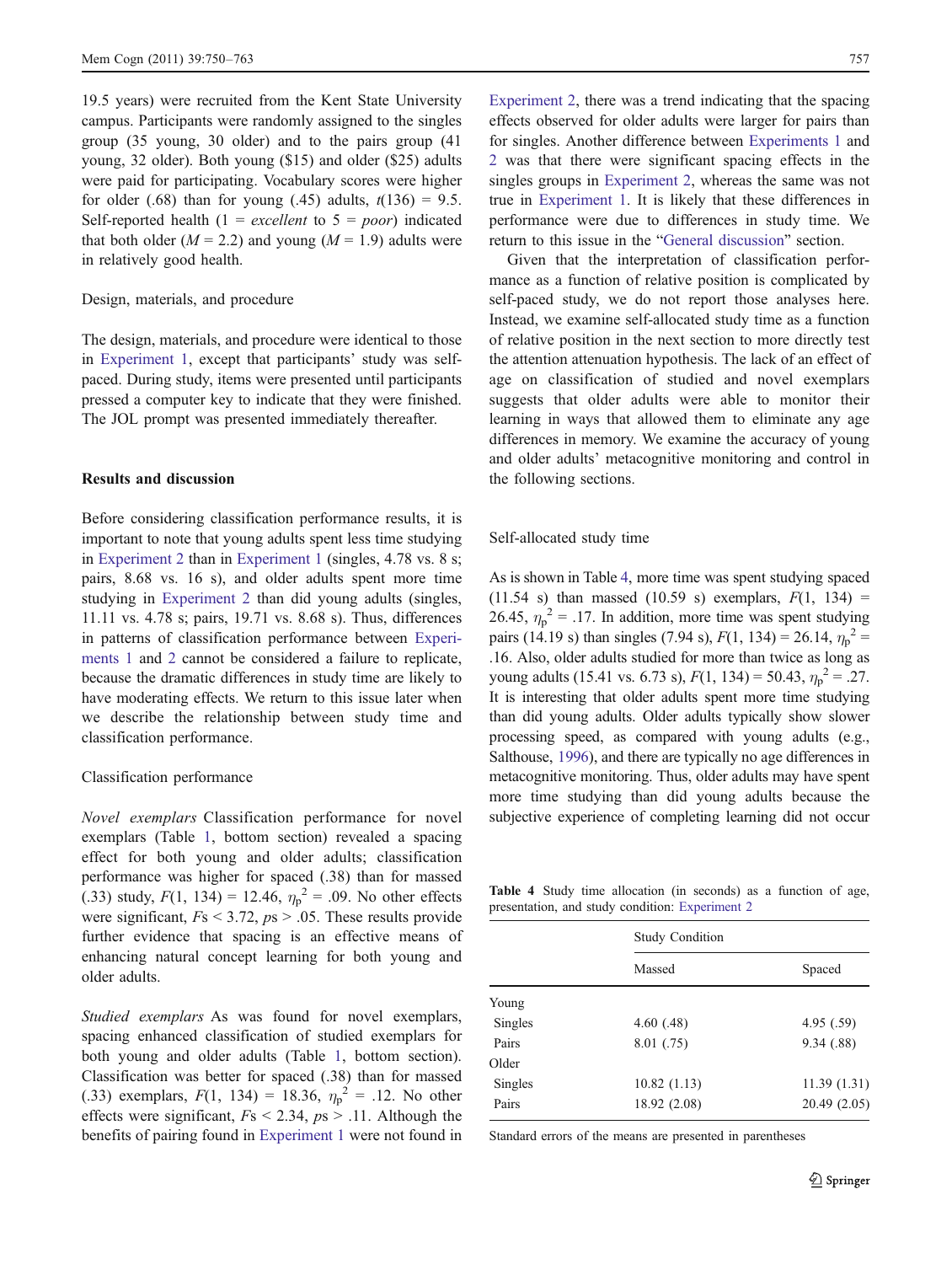19.5 years) were recruited from the Kent State University campus. Participants were randomly assigned to the singles group (35 young, 30 older) and to the pairs group (41 young, 32 older). Both young ($15) and older ($25) adults were paid for participating. Vocabulary scores were higher for older (.68) than for young (.45) adults, $t(136) = 9.5$. Self-reported health (1 = *excellent* to 5 = *poor*) indicated that both older ($M = 2.2$) and young ($M = 1.9$) adults were in relatively good health.

### Design, materials, and procedure

The design, materials, and procedure were identical to those in Experiment 1, except that participants' study was self-paced. During study, items were presented until participants pressed a computer key to indicate that they were finished. The JOL prompt was presented immediately thereafter.

## Results and discussion

Before considering classification performance results, it is important to note that young adults spent less time studying in Experiment 2 than in Experiment 1 (singles, 4.78 vs. 8 s; pairs, 8.68 vs. 16 s), and older adults spent more time studying in Experiment 2 than did young adults (singles, 11.11 vs. 4.78 s; pairs, 19.71 vs. 8.68 s). Thus, differences in patterns of classification performance between Experiments 1 and 2 cannot be considered a failure to replicate, because the dramatic differences in study time are likely to have moderating effects. We return to this issue later when we describe the relationship between study time and classification performance.

### Classification performance

*Novel exemplars* Classification performance for novel exemplars (Table 1, bottom section) revealed a spacing effect for both young and older adults; classification performance was higher for spaced (.38) than for massed (.33) study, $F(1, 134) = 12.46$, $\eta_p^2 = .09$. No other effects were significant, $Fs < 3.72$, $ps > .05$. These results provide further evidence that spacing is an effective means of enhancing natural concept learning for both young and older adults.

*Studied exemplars* As was found for novel exemplars, spacing enhanced classification of studied exemplars for both young and older adults (Table 1, bottom section). Classification was better for spaced (.38) than for massed (.33) exemplars, $F(1, 134) = 18.36$, $\eta_p^2 = .12$. No other effects were significant, $Fs < 2.34$, $ps > .11$. Although the benefits of pairing found in Experiment 1 were not found in Experiment 2, there was a trend indicating that the spacing effects observed for older adults were larger for pairs than for singles. Another difference between Experiments 1 and 2 was that there were significant spacing effects in the singles groups in Experiment 2, whereas the same was not true in Experiment 1. It is likely that these differences in performance were due to differences in study time. We return to this issue in the "General discussion" section.

Given that the interpretation of classification performance as a function of relative position is complicated by self-paced study, we do not report those analyses here. Instead, we examine self-allocated study time as a function of relative position in the next section to more directly test the attention attenuation hypothesis. The lack of an effect of age on classification of studied and novel exemplars suggests that older adults were able to monitor their learning in ways that allowed them to eliminate any age differences in memory. We examine the accuracy of young and older adults' metacognitive monitoring and control in the following sections.

### Self-allocated study time

As is shown in Table 4, more time was spent studying spaced (11.54 s) than massed (10.59 s) exemplars, $F(1, 134) = 26.45$, $\eta_p^2 = .17$. In addition, more time was spent studying pairs (14.19 s) than singles (7.94 s), $F(1, 134) = 26.14$, $\eta_p^2 = .16$. Also, older adults studied for more than twice as long as young adults (15.41 vs. 6.73 s), $F(1, 134) = 50.43$, $\eta_p^2 = .27$. It is interesting that older adults spent more time studying than did young adults. Older adults typically show slower processing speed, as compared with young adults (e.g., Salthouse, 1996), and there are typically no age differences in metacognitive monitoring. Thus, older adults may have spent more time studying than did young adults because the subjective experience of completing learning did not occur

**Table 4** Study time allocation (in seconds) as a function of age, presentation, and study condition: Experiment 2

| | Study Condition | |
|---|---|---|
| | Massed | Spaced |
| Young | | |
| Singles | 4.60 (.48) | 4.95 (.59) |
| Pairs | 8.01 (.75) | 9.34 (.88) |
| Older | | |
| Singles | 10.82 (1.13) | 11.39 (1.31) |
| Pairs | 18.92 (2.08) | 20.49 (2.05) |

Standard errors of the means are presented in parentheses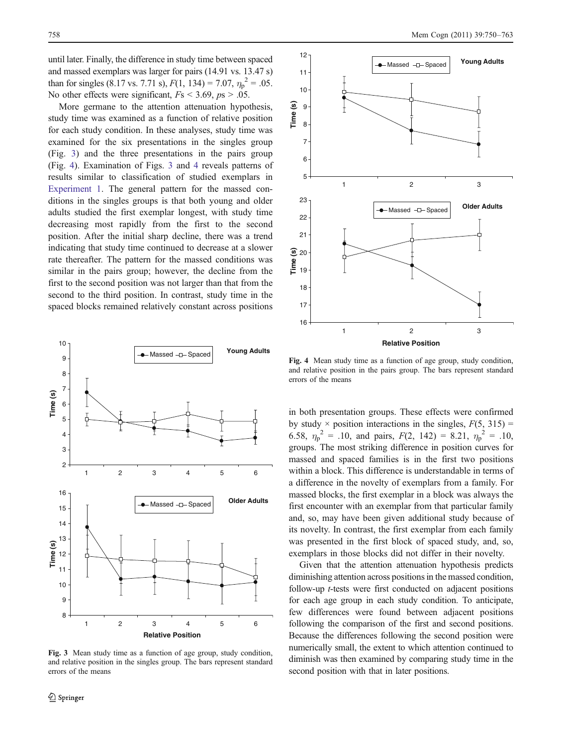until later. Finally, the difference in study time between spaced and massed exemplars was larger for pairs (14.91 vs. 13.47 s) than for singles (8.17 vs. 7.71 s), $F(1, 134) = 7.07$, $\eta_p^2 = .05$. No other effects were significant, $F\text{s} < 3.69$, $p\text{s} > .05$.

More germane to the attention attenuation hypothesis, study time was examined as a function of relative position for each study condition. In these analyses, study time was examined for the six presentations in the singles group (Fig. 3) and the three presentations in the pairs group (Fig. 4). Examination of Figs. 3 and 4 reveals patterns of results similar to classification of studied exemplars in Experiment 1. The general pattern for the massed conditions in the singles groups is that both young and older adults studied the first exemplar longest, with study time decreasing most rapidly from the first to the second position. After the initial sharp decline, there was a trend indicating that study time continued to decrease at a slower rate thereafter. The pattern for the massed conditions was similar in the pairs group; however, the decline from the first to the second position was not larger than that from the second to the third position. In contrast, study time in the spaced blocks remained relatively constant across positions in both presentation groups. These effects were confirmed by study × position interactions in the singles, $F(5, 315) = 6.58$, $\eta_p^2 = .10$, and pairs, $F(2, 142) = 8.21$, $\eta_p^2 = .10$, groups. The most striking difference in position curves for massed and spaced families is in the first two positions within a block. This difference is understandable in terms of a difference in the novelty of exemplars from a family. For massed blocks, the first exemplar in a block was always the first encounter with an exemplar from that particular family and, so, may have been given additional study because of its novelty. In contrast, the first exemplar from each family was presented in the first block of spaced study, and, so, exemplars in those blocks did not differ in their novelty.

Fig. 3 Mean study time as a function of age group, study condition, and relative position in the singles group. The bars represent standard errors of the means

Fig. 4 Mean study time as a function of age group, study condition, and relative position in the pairs group. The bars represent standard errors of the means

Given that the attention attenuation hypothesis predicts diminishing attention across positions in the massed condition, follow-up *t*-tests were first conducted on adjacent positions for each age group in each study condition. To anticipate, few differences were found between adjacent positions following the comparison of the first and second positions. Because the differences following the second position were numerically small, the extent to which attention continued to diminish was then examined by comparing study time in the second position with that in later positions.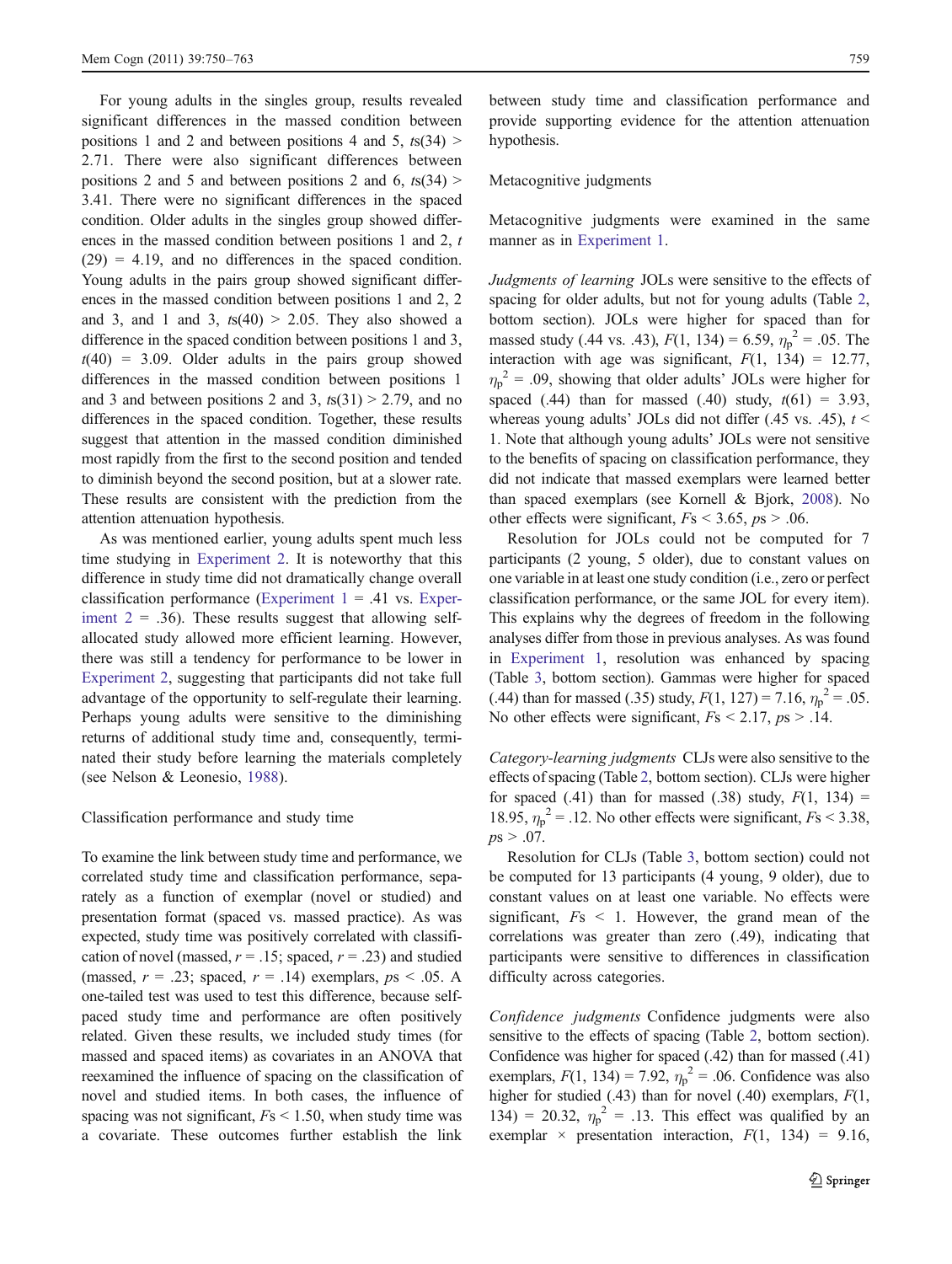For young adults in the singles group, results revealed significant differences in the massed condition between positions 1 and 2 and between positions 4 and 5, $ts(34) > 2.71$. There were also significant differences between positions 2 and 5 and between positions 2 and 6, $ts(34) > 3.41$. There were no significant differences in the spaced condition. Older adults in the singles group showed differences in the massed condition between positions 1 and 2, $t(29) = 4.19$, and no differences in the spaced condition. Young adults in the pairs group showed significant differences in the massed condition between positions 1 and 2, 2 and 3, and 1 and 3, $ts(40) > 2.05$. They also showed a difference in the spaced condition between positions 1 and 3, $t(40) = 3.09$. Older adults in the pairs group showed differences in the massed condition between positions 1 and 3 and between positions 2 and 3, $ts(31) > 2.79$, and no differences in the spaced condition. Together, these results suggest that attention in the massed condition diminished most rapidly from the first to the second position and tended to diminish beyond the second position, but at a slower rate. These results are consistent with the prediction from the attention attenuation hypothesis.

As was mentioned earlier, young adults spent much less time studying in Experiment 2. It is noteworthy that this difference in study time did not dramatically change overall classification performance (Experiment 1 = .41 vs. Experiment 2 = .36). These results suggest that allowing self-allocated study allowed more efficient learning. However, there was still a tendency for performance to be lower in Experiment 2, suggesting that participants did not take full advantage of the opportunity to self-regulate their learning. Perhaps young adults were sensitive to the diminishing returns of additional study time and, consequently, terminated their study before learning the materials completely (see Nelson & Leonesio, 1988).

### Classification performance and study time

To examine the link between study time and performance, we correlated study time and classification performance, separately as a function of exemplar (novel or studied) and presentation format (spaced vs. massed practice). As was expected, study time was positively correlated with classification of novel (massed, $r = .15$; spaced, $r = .23$) and studied (massed, $r = .23$; spaced, $r = .14$) exemplars, $ps < .05$. A one-tailed test was used to test this difference, because self-paced study time and performance are often positively related. Given these results, we included study times (for massed and spaced items) as covariates in an ANOVA that reexamined the influence of spacing on the classification of novel and studied items. In both cases, the influence of spacing was not significant, $Fs < 1.50$, when study time was a covariate. These outcomes further establish the link between study time and classification performance and provide supporting evidence for the attention attenuation hypothesis.

### Metacognitive judgments

Metacognitive judgments were examined in the same manner as in Experiment 1.

*Judgments of learning* JOLs were sensitive to the effects of spacing for older adults, but not for young adults (Table 2, bottom section). JOLs were higher for spaced than for massed study (.44 vs. .43), $F(1, 134) = 6.59$, $\eta_p^2 = .05$. The interaction with age was significant, $F(1, 134) = 12.77$, $\eta_p^2 = .09$, showing that older adults' JOLs were higher for spaced (.44) than for massed (.40) study, $t(61) = 3.93$, whereas young adults' JOLs did not differ (.45 vs. .45), $t < 1$. Note that although young adults' JOLs were not sensitive to the benefits of spacing on classification performance, they did not indicate that massed exemplars were learned better than spaced exemplars (see Kornell & Bjork, 2008). No other effects were significant, $Fs < 3.65$, $ps > .06$.

Resolution for JOLs could not be computed for 7 participants (2 young, 5 older), due to constant values on one variable in at least one study condition (i.e., zero or perfect classification performance, or the same JOL for every item). This explains why the degrees of freedom in the following analyses differ from those in previous analyses. As was found in Experiment 1, resolution was enhanced by spacing (Table 3, bottom section). Gammas were higher for spaced (.44) than for massed (.35) study, $F(1, 127) = 7.16$, $\eta_p^2 = .05$. No other effects were significant, $Fs < 2.17$, $ps > .14$.

*Category-learning judgments* CLJs were also sensitive to the effects of spacing (Table 2, bottom section). CLJs were higher for spaced (.41) than for massed (.38) study, $F(1, 134) = 18.95$, $\eta_p^2 = .12$. No other effects were significant, $Fs < 3.38$, $ps > .07$.

Resolution for CLJs (Table 3, bottom section) could not be computed for 13 participants (4 young, 9 older), due to constant values on at least one variable. No effects were significant, $Fs < 1$. However, the grand mean of the correlations was greater than zero (.49), indicating that participants were sensitive to differences in classification difficulty across categories.

*Confidence judgments* Confidence judgments were also sensitive to the effects of spacing (Table 2, bottom section). Confidence was higher for spaced (.42) than for massed (.41) exemplars, $F(1, 134) = 7.92$, $\eta_p^2 = .06$. Confidence was also higher for studied (.43) than for novel (.40) exemplars, $F(1, 134) = 20.32$, $\eta_p^2 = .13$. This effect was qualified by an exemplar × presentation interaction, $F(1, 134) = 9.16$,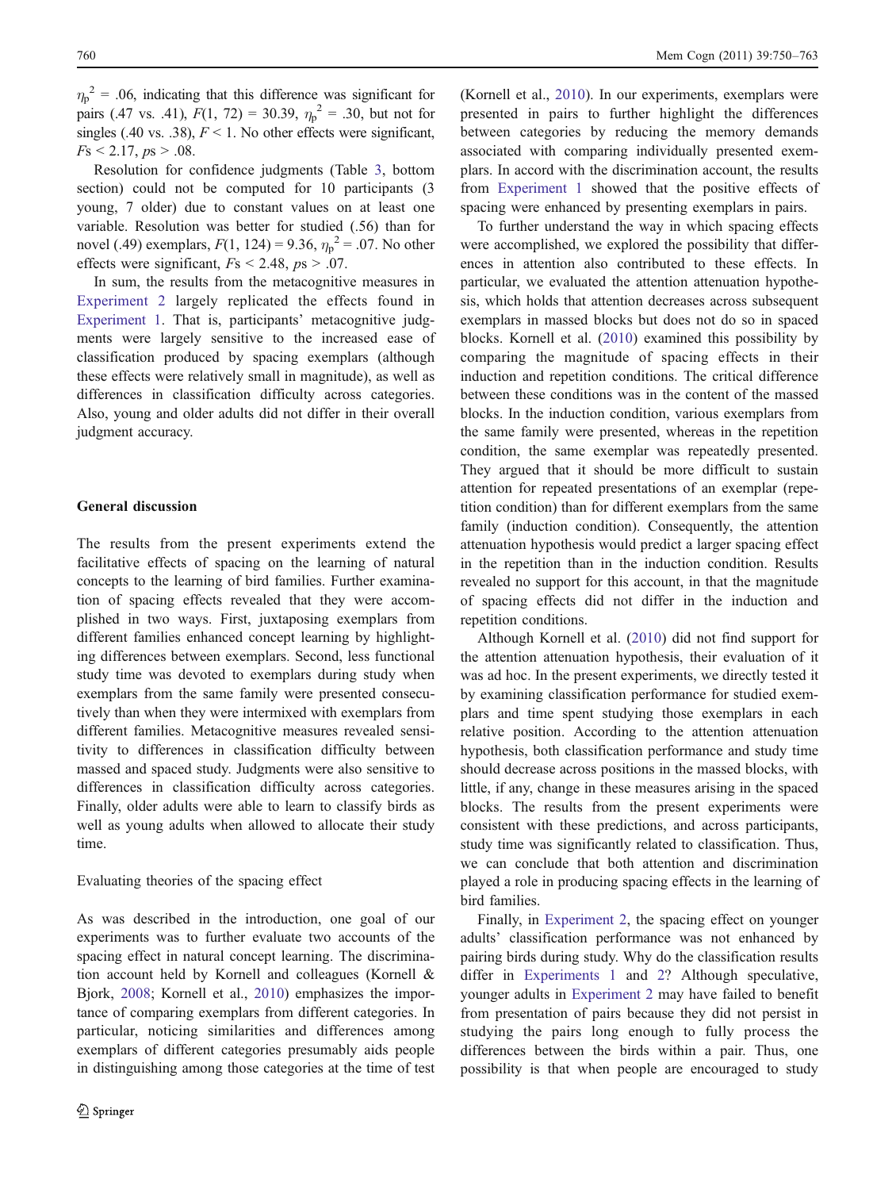$\eta_p^2$ = .06, indicating that this difference was significant for pairs (.47 vs. .41), $F(1, 72) = 30.39$, $\eta_p^2 = .30$, but not for singles (.40 vs. .38), $F < 1$. No other effects were significant, $F\text{s} < 2.17$, $p\text{s} > .08$.

Resolution for confidence judgments (Table 3, bottom section) could not be computed for 10 participants (3 young, 7 older) due to constant values on at least one variable. Resolution was better for studied (.56) than for novel (.49) exemplars, $F(1, 124) = 9.36$, $\eta_p^2 = .07$. No other effects were significant, $F\text{s} < 2.48$, $p\text{s} > .07$.

In sum, the results from the metacognitive measures in Experiment 2 largely replicated the effects found in Experiment 1. That is, participants' metacognitive judgments were largely sensitive to the increased ease of classification produced by spacing exemplars (although these effects were relatively small in magnitude), as well as differences in classification difficulty across categories. Also, young and older adults did not differ in their overall judgment accuracy.

## General discussion

The results from the present experiments extend the facilitative effects of spacing on the learning of natural concepts to the learning of bird families. Further examination of spacing effects revealed that they were accomplished in two ways. First, juxtaposing exemplars from different families enhanced concept learning by highlighting differences between exemplars. Second, less functional study time was devoted to exemplars during study when exemplars from the same family were presented consecutively than when they were intermixed with exemplars from different families. Metacognitive measures revealed sensitivity to differences in classification difficulty between massed and spaced study. Judgments were also sensitive to differences in classification difficulty across categories. Finally, older adults were able to learn to classify birds as well as young adults when allowed to allocate their study time.

### Evaluating theories of the spacing effect

As was described in the introduction, one goal of our experiments was to further evaluate two accounts of the spacing effect in natural concept learning. The discrimination account held by Kornell and colleagues (Kornell & Bjork, 2008; Kornell et al., 2010) emphasizes the importance of comparing exemplars from different categories. In particular, noticing similarities and differences among exemplars of different categories presumably aids people in distinguishing among those categories at the time of test (Kornell et al., 2010). In our experiments, exemplars were presented in pairs to further highlight the differences between categories by reducing the memory demands associated with comparing individually presented exemplars. In accord with the discrimination account, the results from Experiment 1 showed that the positive effects of spacing were enhanced by presenting exemplars in pairs.

To further understand the way in which spacing effects were accomplished, we explored the possibility that differences in attention also contributed to these effects. In particular, we evaluated the attention attenuation hypothesis, which holds that attention decreases across subsequent exemplars in massed blocks but does not do so in spaced blocks. Kornell et al. (2010) examined this possibility by comparing the magnitude of spacing effects in their induction and repetition conditions. The critical difference between these conditions was in the content of the massed blocks. In the induction condition, various exemplars from the same family were presented, whereas in the repetition condition, the same exemplar was repeatedly presented. They argued that it should be more difficult to sustain attention for repeated presentations of an exemplar (repetition condition) than for different exemplars from the same family (induction condition). Consequently, the attention attenuation hypothesis would predict a larger spacing effect in the repetition than in the induction condition. Results revealed no support for this account, in that the magnitude of spacing effects did not differ in the induction and repetition conditions.

Although Kornell et al. (2010) did not find support for the attention attenuation hypothesis, their evaluation of it was ad hoc. In the present experiments, we directly tested it by examining classification performance for studied exemplars and time spent studying those exemplars in each relative position. According to the attention attenuation hypothesis, both classification performance and study time should decrease across positions in the massed blocks, with little, if any, change in these measures arising in the spaced blocks. The results from the present experiments were consistent with these predictions, and across participants, study time was significantly related to classification. Thus, we can conclude that both attention and discrimination played a role in producing spacing effects in the learning of bird families.

Finally, in Experiment 2, the spacing effect on younger adults' classification performance was not enhanced by pairing birds during study. Why do the classification results differ in Experiments 1 and 2? Although speculative, younger adults in Experiment 2 may have failed to benefit from presentation of pairs because they did not persist in studying the pairs long enough to fully process the differences between the birds within a pair. Thus, one possibility is that when people are encouraged to study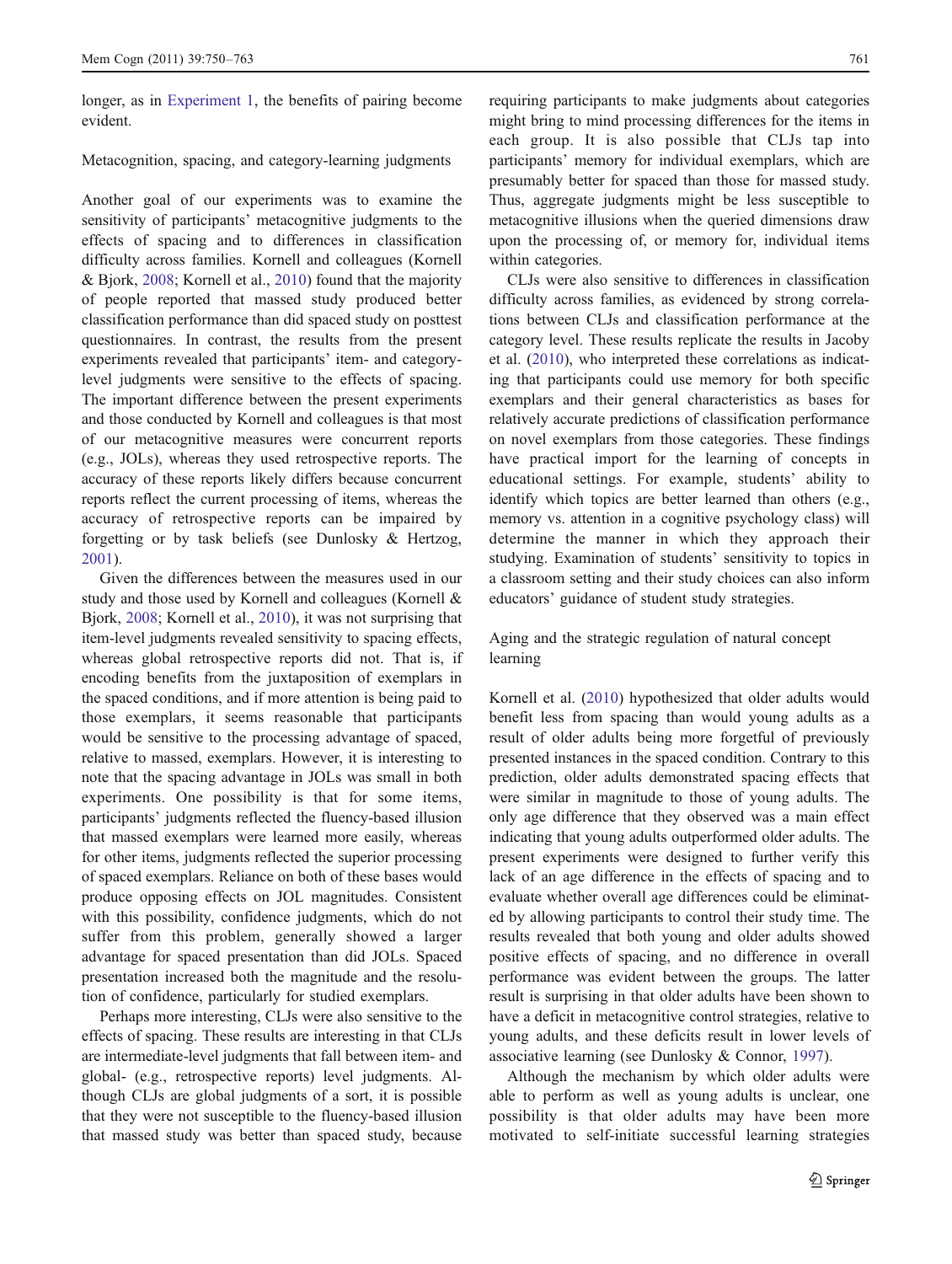longer, as in Experiment 1, the benefits of pairing become evident.

### Metacognition, spacing, and category-learning judgments

Another goal of our experiments was to examine the sensitivity of participants' metacognitive judgments to the effects of spacing and to differences in classification difficulty across families. Kornell and colleagues (Kornell & Bjork, 2008; Kornell et al., 2010) found that the majority of people reported that massed study produced better classification performance than did spaced study on posttest questionnaires. In contrast, the results from the present experiments revealed that participants' item- and category-level judgments were sensitive to the effects of spacing. The important difference between the present experiments and those conducted by Kornell and colleagues is that most of our metacognitive measures were concurrent reports (e.g., JOLs), whereas they used retrospective reports. The accuracy of these reports likely differs because concurrent reports reflect the current processing of items, whereas the accuracy of retrospective reports can be impaired by forgetting or by task beliefs (see Dunlosky & Hertzog, 2001).

Given the differences between the measures used in our study and those used by Kornell and colleagues (Kornell & Bjork, 2008; Kornell et al., 2010), it was not surprising that item-level judgments revealed sensitivity to spacing effects, whereas global retrospective reports did not. That is, if encoding benefits from the juxtaposition of exemplars in the spaced conditions, and if more attention is being paid to those exemplars, it seems reasonable that participants would be sensitive to the processing advantage of spaced, relative to massed, exemplars. However, it is interesting to note that the spacing advantage in JOLs was small in both experiments. One possibility is that for some items, participants' judgments reflected the fluency-based illusion that massed exemplars were learned more easily, whereas for other items, judgments reflected the superior processing of spaced exemplars. Reliance on both of these bases would produce opposing effects on JOL magnitudes. Consistent with this possibility, confidence judgments, which do not suffer from this problem, generally showed a larger advantage for spaced presentation than did JOLs. Spaced presentation increased both the magnitude and the resolution of confidence, particularly for studied exemplars.

Perhaps more interesting, CLJs were also sensitive to the effects of spacing. These results are interesting in that CLJs are intermediate-level judgments that fall between item- and global- (e.g., retrospective reports) level judgments. Although CLJs are global judgments of a sort, it is possible that they were not susceptible to the fluency-based illusion that massed study was better than spaced study, because requiring participants to make judgments about categories might bring to mind processing differences for the items in each group. It is also possible that CLJs tap into participants' memory for individual exemplars, which are presumably better for spaced than those for massed study. Thus, aggregate judgments might be less susceptible to metacognitive illusions when the queried dimensions draw upon the processing of, or memory for, individual items within categories.

CLJs were also sensitive to differences in classification difficulty across families, as evidenced by strong correlations between CLJs and classification performance at the category level. These results replicate the results in Jacoby et al. (2010), who interpreted these correlations as indicating that participants could use memory for both specific exemplars and their general characteristics as bases for relatively accurate predictions of classification performance on novel exemplars from those categories. These findings have practical import for the learning of concepts in educational settings. For example, students' ability to identify which topics are better learned than others (e.g., memory vs. attention in a cognitive psychology class) will determine the manner in which they approach their studying. Examination of students' sensitivity to topics in a classroom setting and their study choices can also inform educators' guidance of student study strategies.

### Aging and the strategic regulation of natural concept learning

Kornell et al. (2010) hypothesized that older adults would benefit less from spacing than would young adults as a result of older adults being more forgetful of previously presented instances in the spaced condition. Contrary to this prediction, older adults demonstrated spacing effects that were similar in magnitude to those of young adults. The only age difference that they observed was a main effect indicating that young adults outperformed older adults. The present experiments were designed to further verify this lack of an age difference in the effects of spacing and to evaluate whether overall age differences could be eliminated by allowing participants to control their study time. The results revealed that both young and older adults showed positive effects of spacing, and no difference in overall performance was evident between the groups. The latter result is surprising in that older adults have been shown to have a deficit in metacognitive control strategies, relative to young adults, and these deficits result in lower levels of associative learning (see Dunlosky & Connor, 1997).

Although the mechanism by which older adults were able to perform as well as young adults is unclear, one possibility is that older adults may have been more motivated to self-initiate successful learning strategies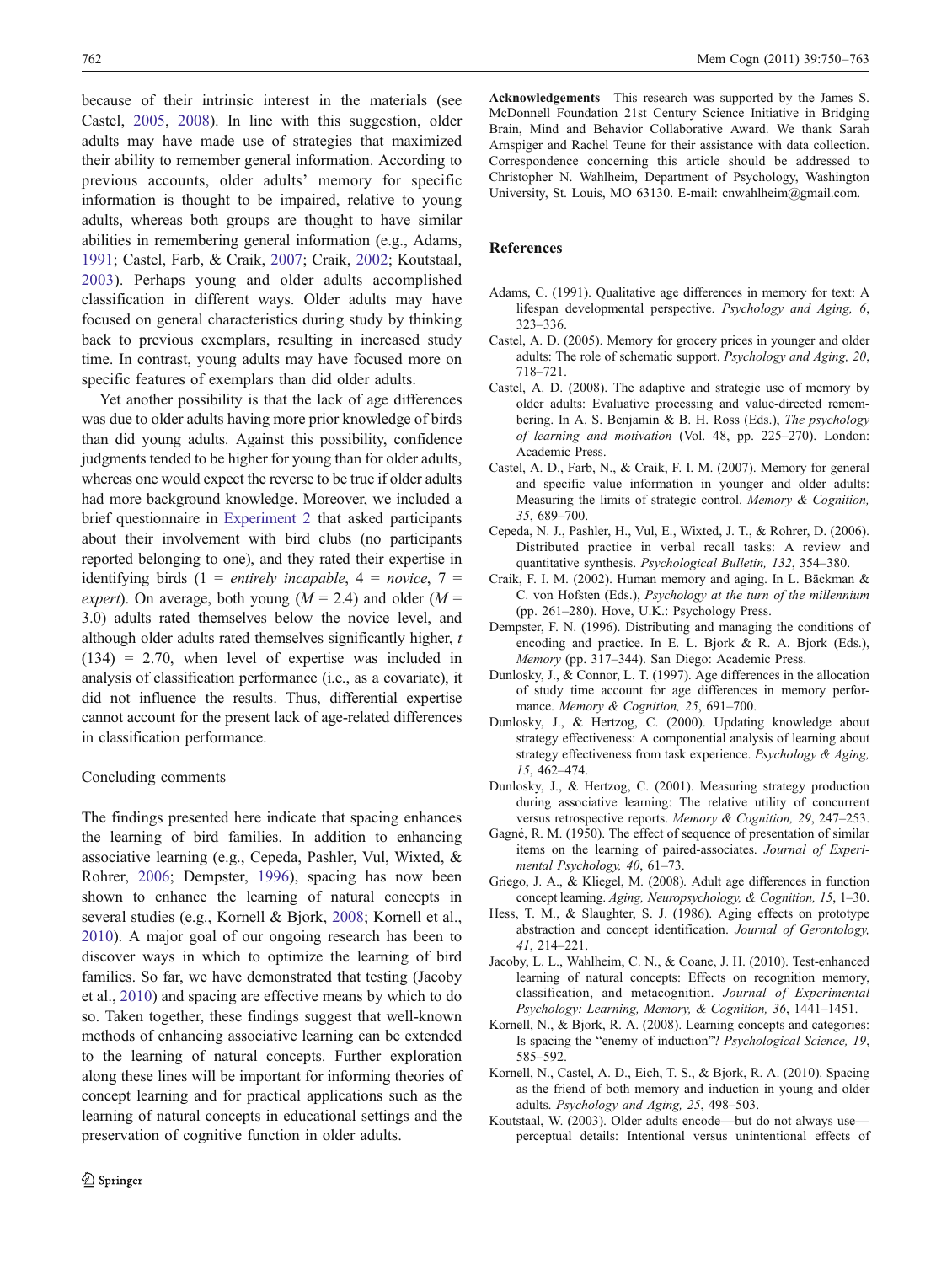because of their intrinsic interest in the materials (see Castel, 2005, 2008). In line with this suggestion, older adults may have made use of strategies that maximized their ability to remember general information. According to previous accounts, older adults' memory for specific information is thought to be impaired, relative to young adults, whereas both groups are thought to have similar abilities in remembering general information (e.g., Adams, 1991; Castel, Farb, & Craik, 2007; Craik, 2002; Koutstaal, 2003). Perhaps young and older adults accomplished classification in different ways. Older adults may have focused on general characteristics during study by thinking back to previous exemplars, resulting in increased study time. In contrast, young adults may have focused more on specific features of exemplars than did older adults.

Yet another possibility is that the lack of age differences was due to older adults having more prior knowledge of birds than did young adults. Against this possibility, confidence judgments tended to be higher for young than for older adults, whereas one would expect the reverse to be true if older adults had more background knowledge. Moreover, we included a brief questionnaire in Experiment 2 that asked participants about their involvement with bird clubs (no participants reported belonging to one), and they rated their expertise in identifying birds (1 = *entirely incapable*, 4 = *novice*, 7 = *expert*). On average, both young ($M$ = 2.4) and older ($M$ = 3.0) adults rated themselves below the novice level, and although older adults rated themselves significantly higher, $t(134)$ = 2.70, when level of expertise was included in analysis of classification performance (i.e., as a covariate), it did not influence the results. Thus, differential expertise cannot account for the present lack of age-related differences in classification performance.

## Concluding comments

The findings presented here indicate that spacing enhances the learning of bird families. In addition to enhancing associative learning (e.g., Cepeda, Pashler, Vul, Wixted, & Rohrer, 2006; Dempster, 1996), spacing has now been shown to enhance the learning of natural concepts in several studies (e.g., Kornell & Bjork, 2008; Kornell et al., 2010). A major goal of our ongoing research has been to discover ways in which to optimize the learning of bird families. So far, we have demonstrated that testing (Jacoby et al., 2010) and spacing are effective means by which to do so. Taken together, these findings suggest that well-known methods of enhancing associative learning can be extended to the learning of natural concepts. Further exploration along these lines will be important for informing theories of concept learning and for practical applications such as the learning of natural concepts in educational settings and the preservation of cognitive function in older adults.

**Acknowledgements** This research was supported by the James S. McDonnell Foundation 21st Century Science Initiative in Bridging Brain, Mind and Behavior Collaborative Award. We thank Sarah Arnspiger and Rachel Teune for their assistance with data collection. Correspondence concerning this article should be addressed to Christopher N. Wahlheim, Department of Psychology, Washington University, St. Louis, MO 63130. E-mail: cnwahlheim@gmail.com.

## References

Adams, C. (1991). Qualitative age differences in memory for text: A lifespan developmental perspective. *Psychology and Aging, 6*, 323–336.

Castel, A. D. (2005). Memory for grocery prices in younger and older adults: The role of schematic support. *Psychology and Aging, 20*, 718–721.

Castel, A. D. (2008). The adaptive and strategic use of memory by older adults: Evaluative processing and value-directed remembering. In A. S. Benjamin & B. H. Ross (Eds.), *The psychology of learning and motivation* (Vol. 48, pp. 225–270). London: Academic Press.

Castel, A. D., Farb, N., & Craik, F. I. M. (2007). Memory for general and specific value information in younger and older adults: Measuring the limits of strategic control. *Memory & Cognition, 35*, 689–700.

Cepeda, N. J., Pashler, H., Vul, E., Wixted, J. T., & Rohrer, D. (2006). Distributed practice in verbal recall tasks: A review and quantitative synthesis. *Psychological Bulletin, 132*, 354–380.

Craik, F. I. M. (2002). Human memory and aging. In L. Bäckman & C. von Hofsten (Eds.), *Psychology at the turn of the millennium* (pp. 261–280). Hove, U.K.: Psychology Press.

Dempster, F. N. (1996). Distributing and managing the conditions of encoding and practice. In E. L. Bjork & R. A. Bjork (Eds.), *Memory* (pp. 317–344). San Diego: Academic Press.

Dunlosky, J., & Connor, L. T. (1997). Age differences in the allocation of study time account for age differences in memory performance. *Memory & Cognition, 25*, 691–700.

Dunlosky, J., & Hertzog, C. (2000). Updating knowledge about strategy effectiveness: A componential analysis of learning about strategy effectiveness from task experience. *Psychology & Aging, 15*, 462–474.

Dunlosky, J., & Hertzog, C. (2001). Measuring strategy production during associative learning: The relative utility of concurrent versus retrospective reports. *Memory & Cognition, 29*, 247–253.

Gagné, R. M. (1950). The effect of sequence of presentation of similar items on the learning of paired-associates. *Journal of Experimental Psychology, 40*, 61–73.

Griego, J. A., & Kliegel, M. (2008). Adult age differences in function concept learning. *Aging, Neuropsychology, & Cognition, 15*, 1–30.

Hess, T. M., & Slaughter, S. J. (1986). Aging effects on prototype abstraction and concept identification. *Journal of Gerontology, 41*, 214–221.

Jacoby, L. L., Wahlheim, C. N., & Coane, J. H. (2010). Test-enhanced learning of natural concepts: Effects on recognition memory, classification, and metacognition. *Journal of Experimental Psychology: Learning, Memory, & Cognition, 36*, 1441–1451.

Kornell, N., & Bjork, R. A. (2008). Learning concepts and categories: Is spacing the "enemy of induction"? *Psychological Science, 19*, 585–592.

Kornell, N., Castel, A. D., Eich, T. S., & Bjork, R. A. (2010). Spacing as the friend of both memory and induction in young and older adults. *Psychology and Aging, 25*, 498–503.

Koutstaal, W. (2003). Older adults encode—but do not always use—perceptual details: Intentional versus unintentional effects of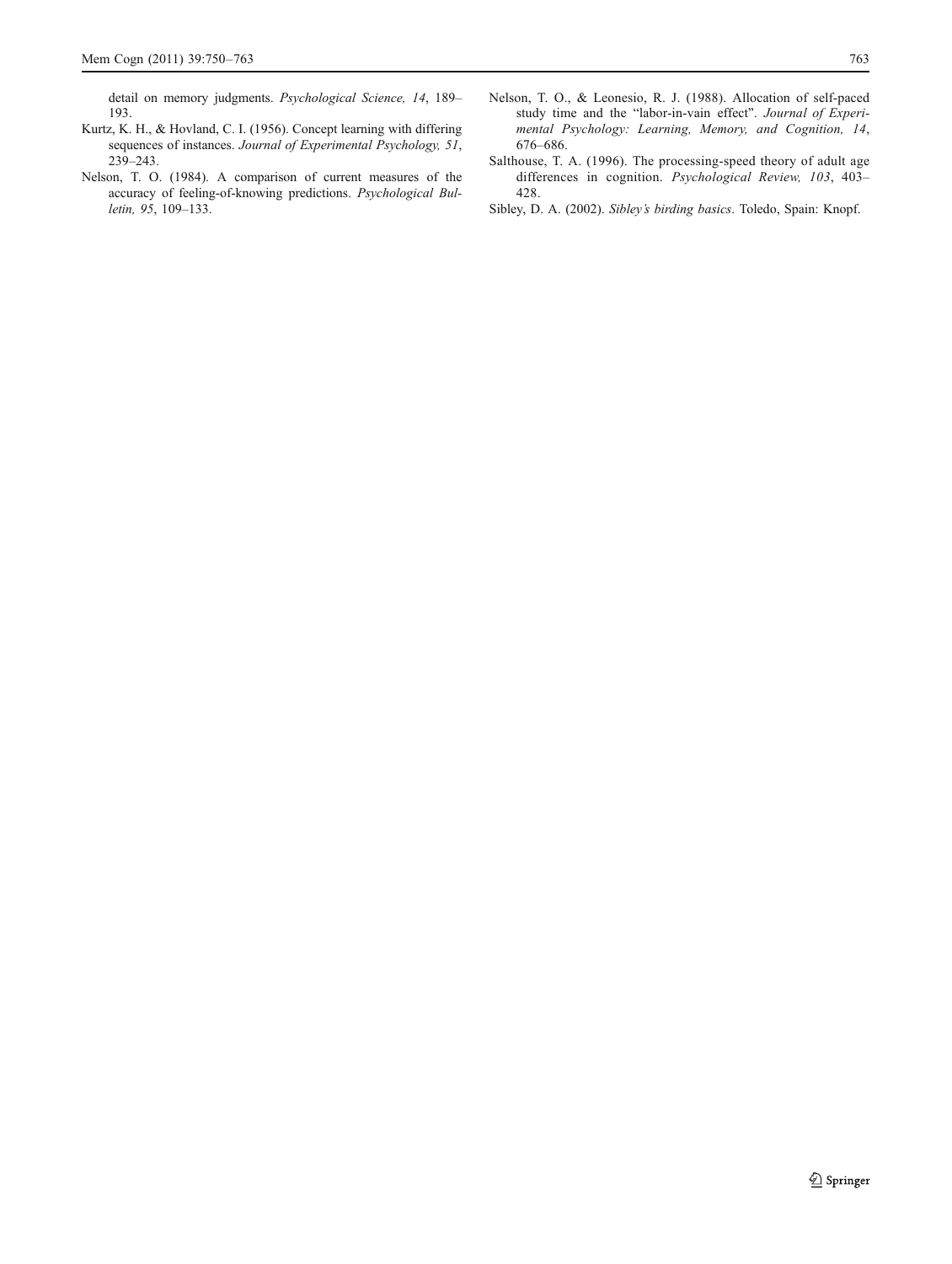detail on memory judgments. *Psychological Science, 14*, 189–193.

Kurtz, K. H., & Hovland, C. I. (1956). Concept learning with differing sequences of instances. *Journal of Experimental Psychology, 51*, 239–243.

Nelson, T. O. (1984). A comparison of current measures of the accuracy of feeling-of-knowing predictions. *Psychological Bulletin, 95*, 109–133.

Nelson, T. O., & Leonesio, R. J. (1988). Allocation of self-paced study time and the "labor-in-vain effect". *Journal of Experimental Psychology: Learning, Memory, and Cognition, 14*, 676–686.

Salthouse, T. A. (1996). The processing-speed theory of adult age differences in cognition. *Psychological Review, 103*, 403–428.

Sibley, D. A. (2002). *Sibley's birding basics*. Toledo, Spain: Knopf.